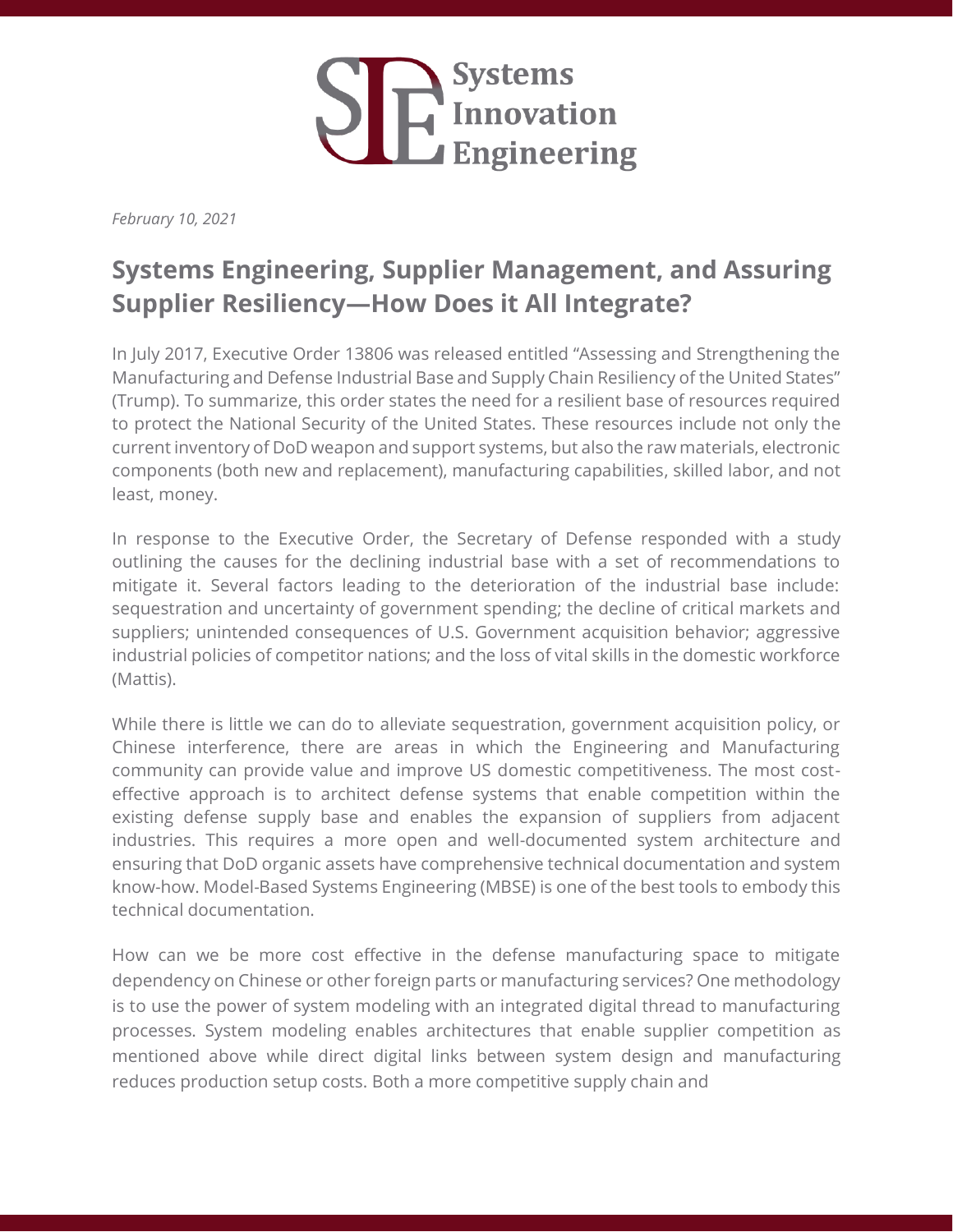Systems Innovation Engineering

*February 10, 2021*

## Systems Engineering, Supplier Management, and Assuring Supplier Resiliency—How Does it All Integrate?

In July 2017, Executive Order 13806 was released entitled “Assessing and Strengthening the Manufacturing and Defense Industrial Base and Supply Chain Resiliency of the United States” (Trump). To summarize, this order states the need for a resilient base of resources required to protect the National Security of the United States. These resources include not only the current inventory of DoD weapon and support systems, but also the raw materials, electronic components (both new and replacement), manufacturing capabilities, skilled labor, and not least, money.

In response to the Executive Order, the Secretary of Defense responded with a study outlining the causes for the declining industrial base with a set of recommendations to mitigate it. Several factors leading to the deterioration of the industrial base include: sequestration and uncertainty of government spending; the decline of critical markets and suppliers; unintended consequences of U.S. Government acquisition behavior; aggressive industrial policies of competitor nations; and the loss of vital skills in the domestic workforce (Mattis).

While there is little we can do to alleviate sequestration, government acquisition policy, or Chinese interference, there are areas in which the Engineering and Manufacturing community can provide value and improve US domestic competitiveness. The most cost-effective approach is to architect defense systems that enable competition within the existing defense supply base and enables the expansion of suppliers from adjacent industries. This requires a more open and well-documented system architecture and ensuring that DoD organic assets have comprehensive technical documentation and system know-how. Model-Based Systems Engineering (MBSE) is one of the best tools to embody this technical documentation.

How can we be more cost effective in the defense manufacturing space to mitigate dependency on Chinese or other foreign parts or manufacturing services? One methodology is to use the power of system modeling with an integrated digital thread to manufacturing processes. System modeling enables architectures that enable supplier competition as mentioned above while direct digital links between system design and manufacturing reduces production setup costs. Both a more competitive supply chain and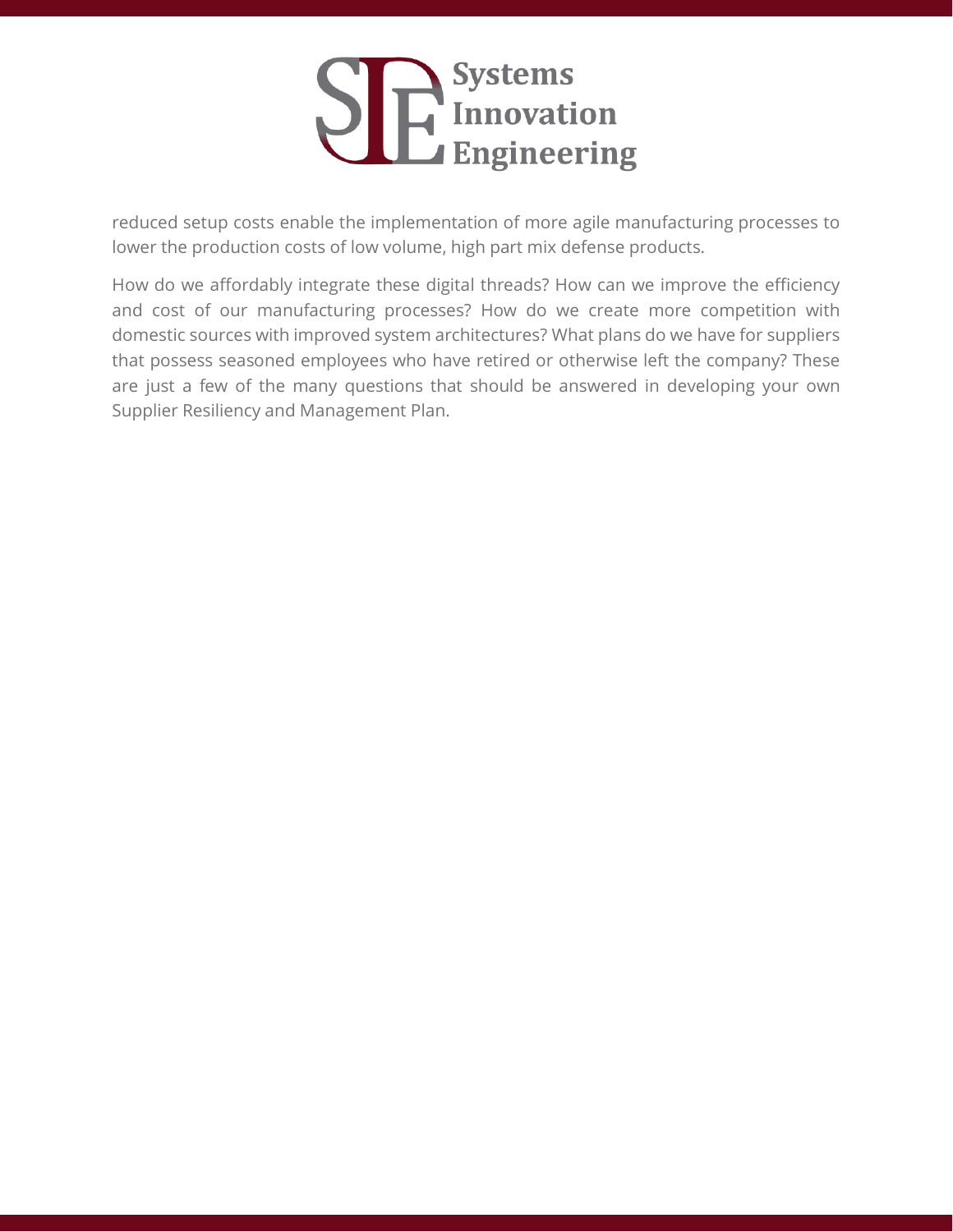reduced setup costs enable the implementation of more agile manufacturing processes to lower the production costs of low volume, high part mix defense products.

How do we affordably integrate these digital threads? How can we improve the efficiency and cost of our manufacturing processes? How do we create more competition with domestic sources with improved system architectures? What plans do we have for suppliers that possess seasoned employees who have retired or otherwise left the company? These are just a few of the many questions that should be answered in developing your own Supplier Resiliency and Management Plan.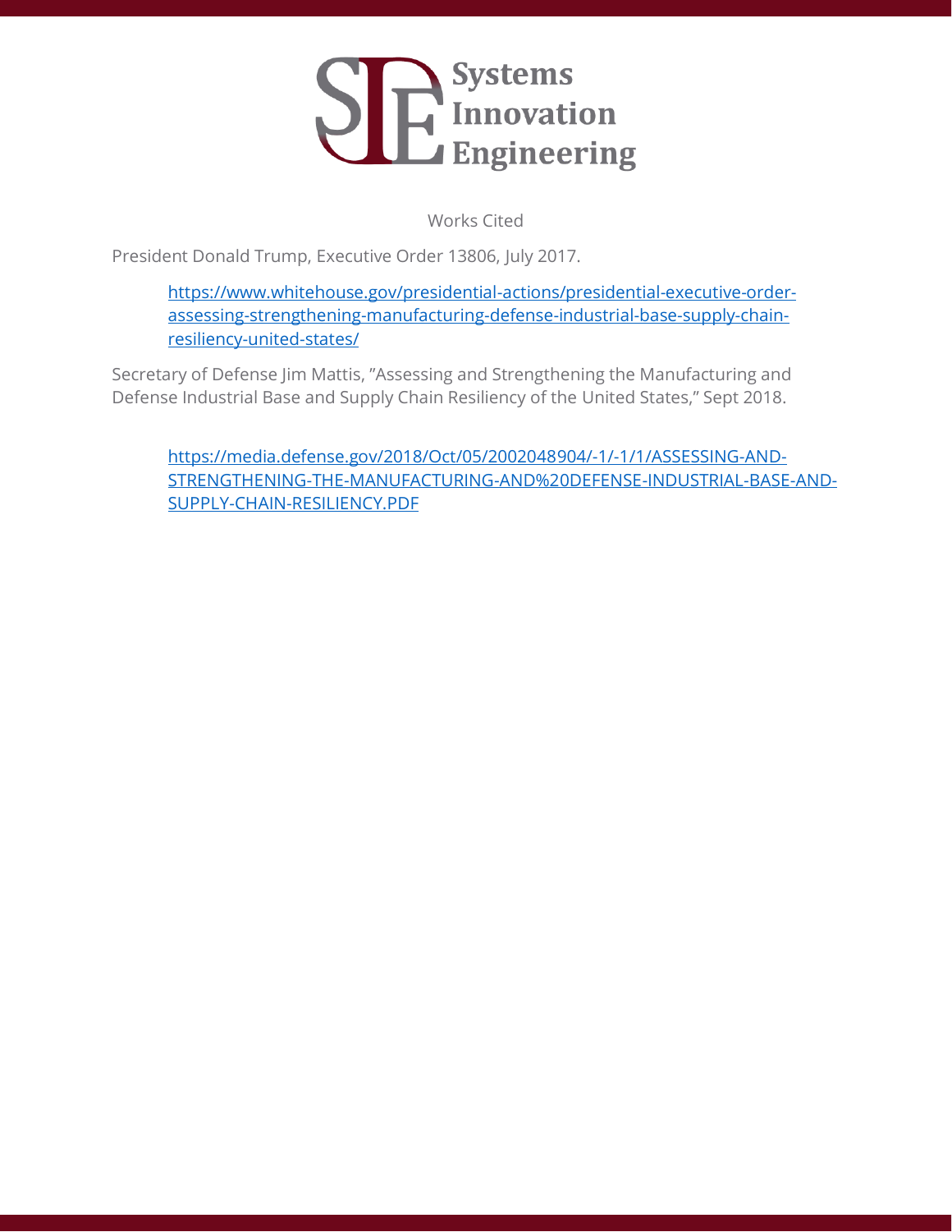Works Cited

President Donald Trump, Executive Order 13806, July 2017.

https://www.whitehouse.gov/presidential-actions/presidential-executive-order-assessing-strengthening-manufacturing-defense-industrial-base-supply-chain-resiliency-united-states/

Secretary of Defense Jim Mattis, "Assessing and Strengthening the Manufacturing and Defense Industrial Base and Supply Chain Resiliency of the United States," Sept 2018.

https://media.defense.gov/2018/Oct/05/2002048904/-1/-1/1/ASSESSING-AND-STRENGTHENING-THE-MANUFACTURING-AND%20DEFENSE-INDUSTRIAL-BASE-AND-SUPPLY-CHAIN-RESILIENCY.PDF